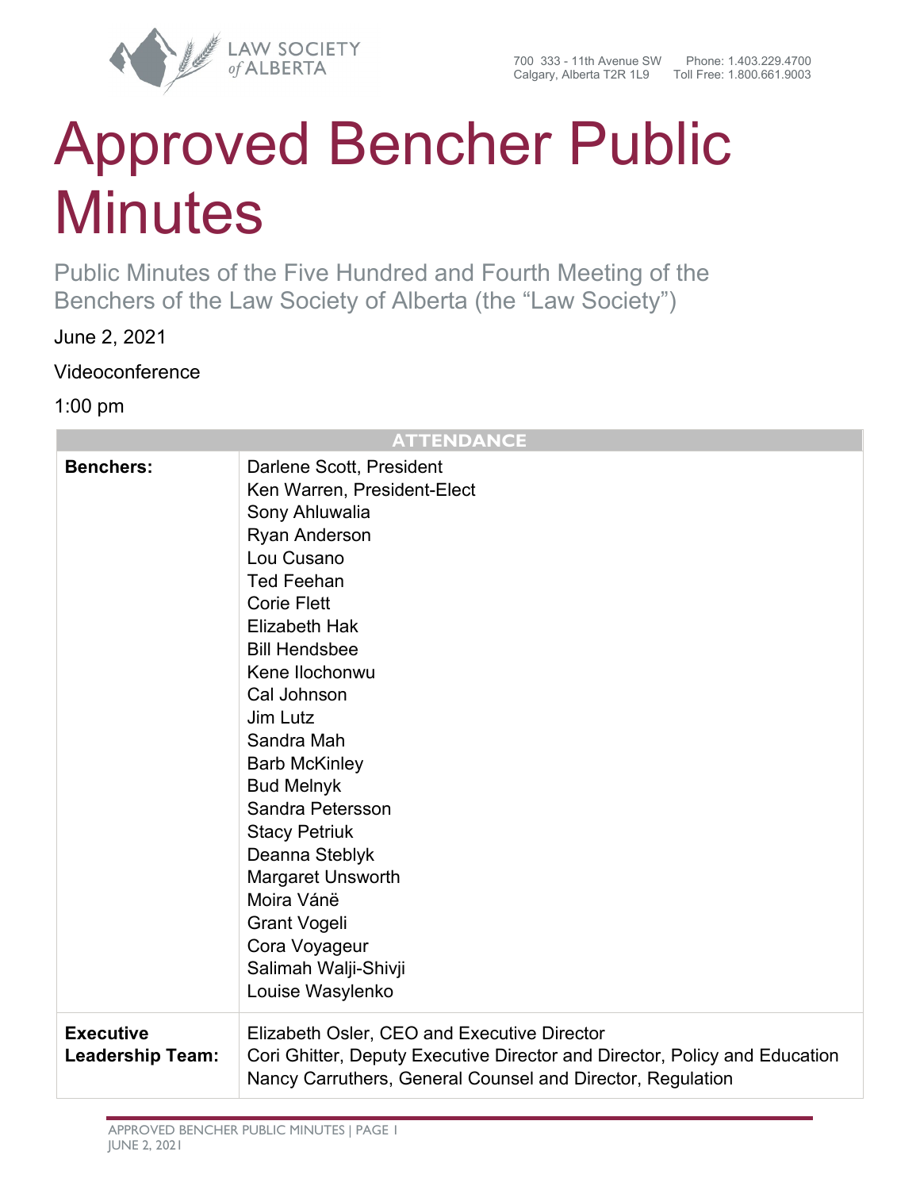# Approved Bencher Public Minutes

Public Minutes of the Five Hundred and Fourth Meeting of the Benchers of the Law Society of Alberta (the "Law Society")

June 2, 2021

Videoconference

1:00 pm

| ATTENDANCE | |
|---|---|
| **Benchers:** | Darlene Scott, President<br>Ken Warren, President-Elect<br>Sony Ahluwalia<br>Ryan Anderson<br>Lou Cusano<br>Ted Feehan<br>Corie Flett<br>Elizabeth Hak<br>Bill Hendsbee<br>Kene Ilochonwu<br>Cal Johnson<br>Jim Lutz<br>Sandra Mah<br>Barb McKinley<br>Bud Melnyk<br>Sandra Petersson<br>Stacy Petriuk<br>Deanna Steblyk<br>Margaret Unsworth<br>Moira Váně<br>Grant Vogeli<br>Cora Voyageur<br>Salimah Walji-Shivji<br>Louise Wasylenko |
| **Executive Leadership Team:** | Elizabeth Osler, CEO and Executive Director<br>Cori Ghitter, Deputy Executive Director and Director, Policy and Education<br>Nancy Carruthers, General Counsel and Director, Regulation |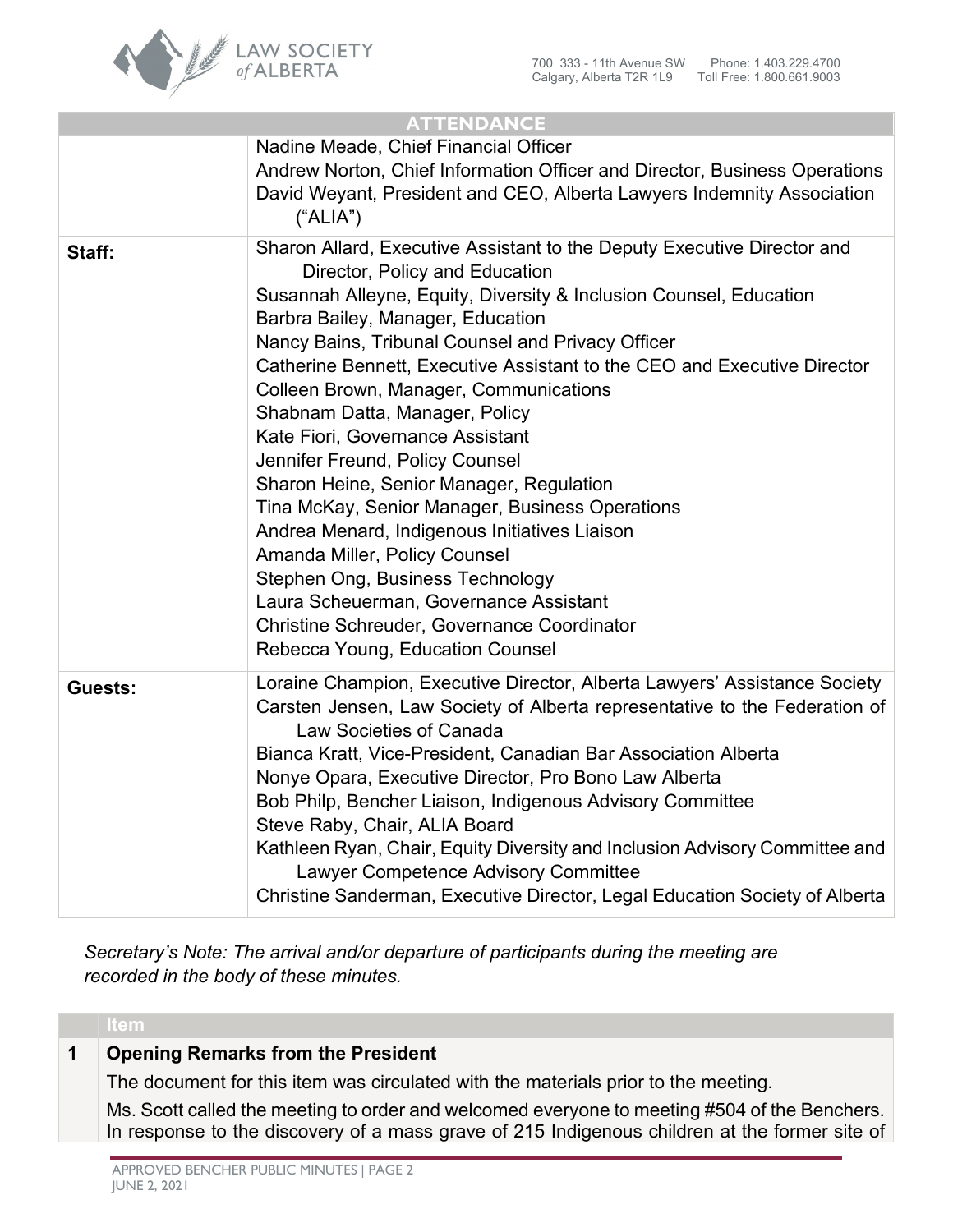| ATTENDANCE | |
|---|---|
| | Nadine Meade, Chief Financial Officer<br>Andrew Norton, Chief Information Officer and Director, Business Operations<br>David Weyant, President and CEO, Alberta Lawyers Indemnity Association ("ALIA") |
| **Staff:** | Sharon Allard, Executive Assistant to the Deputy Executive Director and Director, Policy and Education<br>Susannah Alleyne, Equity, Diversity & Inclusion Counsel, Education<br>Barbra Bailey, Manager, Education<br>Nancy Bains, Tribunal Counsel and Privacy Officer<br>Catherine Bennett, Executive Assistant to the CEO and Executive Director<br>Colleen Brown, Manager, Communications<br>Shabnam Datta, Manager, Policy<br>Kate Fiori, Governance Assistant<br>Jennifer Freund, Policy Counsel<br>Sharon Heine, Senior Manager, Regulation<br>Tina McKay, Senior Manager, Business Operations<br>Andrea Menard, Indigenous Initiatives Liaison<br>Amanda Miller, Policy Counsel<br>Stephen Ong, Business Technology<br>Laura Scheuerman, Governance Assistant<br>Christine Schreuder, Governance Coordinator<br>Rebecca Young, Education Counsel |
| **Guests:** | Loraine Champion, Executive Director, Alberta Lawyers' Assistance Society<br>Carsten Jensen, Law Society of Alberta representative to the Federation of Law Societies of Canada<br>Bianca Kratt, Vice-President, Canadian Bar Association Alberta<br>Nonye Opara, Executive Director, Pro Bono Law Alberta<br>Bob Philp, Bencher Liaison, Indigenous Advisory Committee<br>Steve Raby, Chair, ALIA Board<br>Kathleen Ryan, Chair, Equity Diversity and Inclusion Advisory Committee and Lawyer Competence Advisory Committee<br>Christine Sanderman, Executive Director, Legal Education Society of Alberta |

*Secretary's Note: The arrival and/or departure of participants during the meeting are recorded in the body of these minutes.*

| | Item |
|---|---|
| **1** | **Opening Remarks from the President** |
| | The document for this item was circulated with the materials prior to the meeting.<br>Ms. Scott called the meeting to order and welcomed everyone to meeting #504 of the Benchers. In response to the discovery of a mass grave of 215 Indigenous children at the former site of |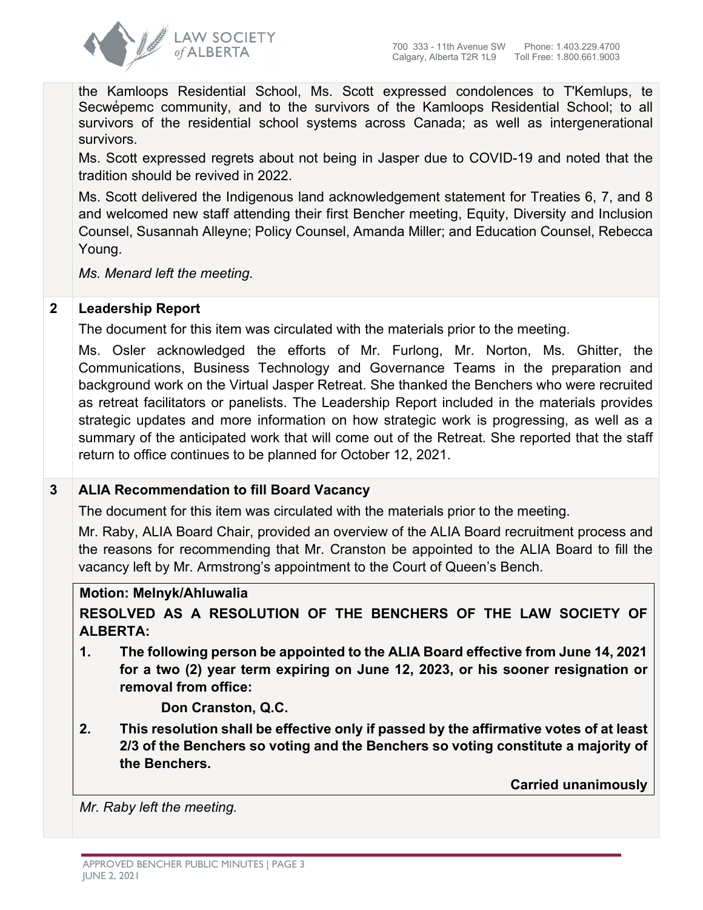the Kamloops Residential School, Ms. Scott expressed condolences to T'Kemlups, te Secwépemc community, and to the survivors of the Kamloops Residential School; to all survivors of the residential school systems across Canada; as well as intergenerational survivors.

Ms. Scott expressed regrets about not being in Jasper due to COVID-19 and noted that the tradition should be revived in 2022.

Ms. Scott delivered the Indigenous land acknowledgement statement for Treaties 6, 7, and 8 and welcomed new staff attending their first Bencher meeting, Equity, Diversity and Inclusion Counsel, Susannah Alleyne; Policy Counsel, Amanda Miller; and Education Counsel, Rebecca Young.

*Ms. Menard left the meeting.*

## 2 Leadership Report

The document for this item was circulated with the materials prior to the meeting.

Ms. Osler acknowledged the efforts of Mr. Furlong, Mr. Norton, Ms. Ghitter, the Communications, Business Technology and Governance Teams in the preparation and background work on the Virtual Jasper Retreat. She thanked the Benchers who were recruited as retreat facilitators or panelists. The Leadership Report included in the materials provides strategic updates and more information on how strategic work is progressing, as well as a summary of the anticipated work that will come out of the Retreat. She reported that the staff return to office continues to be planned for October 12, 2021.

## 3 ALIA Recommendation to fill Board Vacancy

The document for this item was circulated with the materials prior to the meeting.

Mr. Raby, ALIA Board Chair, provided an overview of the ALIA Board recruitment process and the reasons for recommending that Mr. Cranston be appointed to the ALIA Board to fill the vacancy left by Mr. Armstrong's appointment to the Court of Queen's Bench.

**Motion: Melnyk/Ahluwalia**

**RESOLVED AS A RESOLUTION OF THE BENCHERS OF THE LAW SOCIETY OF ALBERTA:**

1. **The following person be appointed to the ALIA Board effective from June 14, 2021 for a two (2) year term expiring on June 12, 2023, or his sooner resignation or removal from office:**

   **Don Cranston, Q.C.**

2. **This resolution shall be effective only if passed by the affirmative votes of at least 2/3 of the Benchers so voting and the Benchers so voting constitute a majority of the Benchers.**

**Carried unanimously**

*Mr. Raby left the meeting.*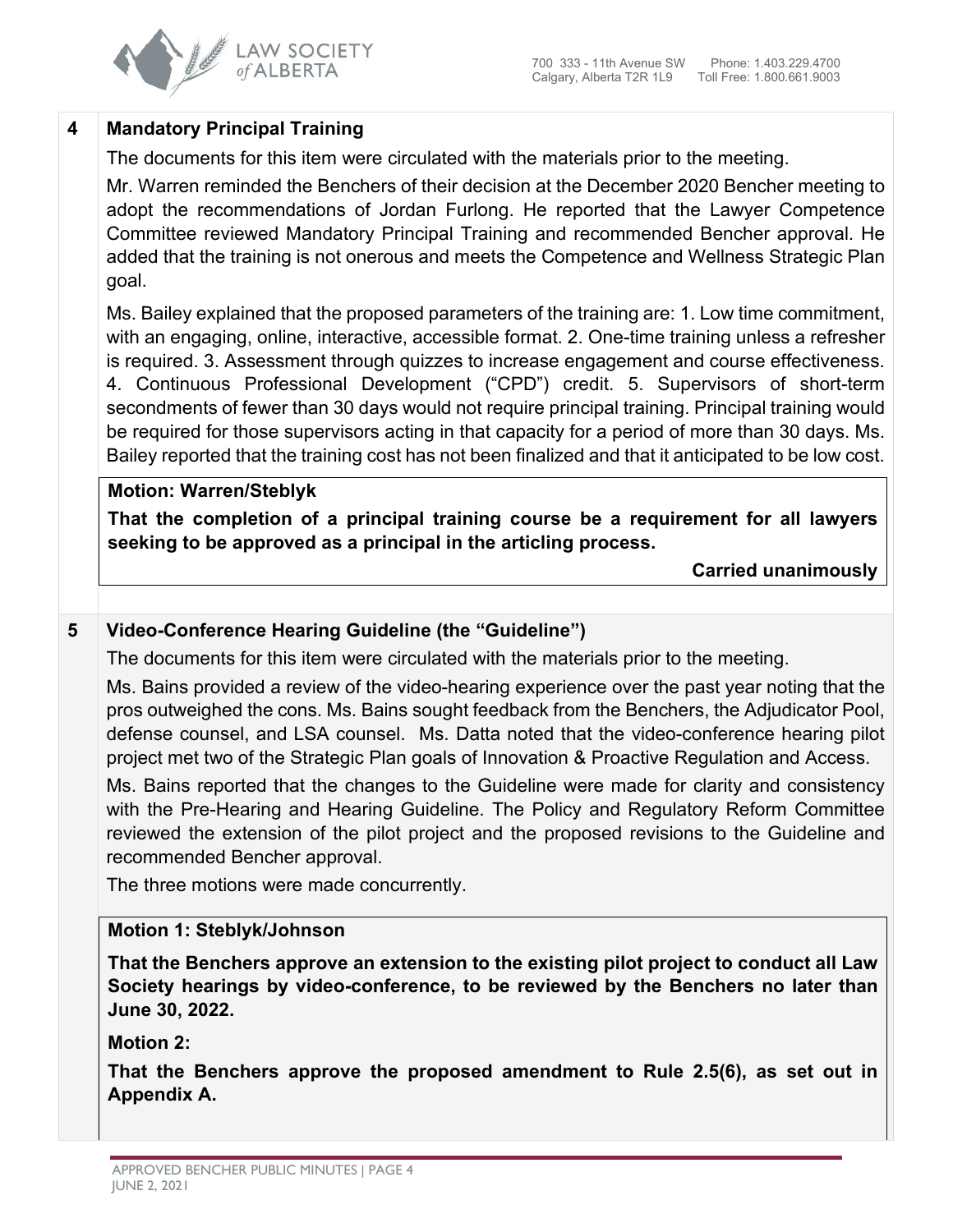## 4 Mandatory Principal Training

The documents for this item were circulated with the materials prior to the meeting.

Mr. Warren reminded the Benchers of their decision at the December 2020 Bencher meeting to adopt the recommendations of Jordan Furlong. He reported that the Lawyer Competence Committee reviewed Mandatory Principal Training and recommended Bencher approval. He added that the training is not onerous and meets the Competence and Wellness Strategic Plan goal.

Ms. Bailey explained that the proposed parameters of the training are: 1. Low time commitment, with an engaging, online, interactive, accessible format. 2. One-time training unless a refresher is required. 3. Assessment through quizzes to increase engagement and course effectiveness. 4. Continuous Professional Development ("CPD") credit. 5. Supervisors of short-term secondments of fewer than 30 days would not require principal training. Principal training would be required for those supervisors acting in that capacity for a period of more than 30 days. Ms. Bailey reported that the training cost has not been finalized and that it anticipated to be low cost.

**Motion: Warren/Steblyk**

**That the completion of a principal training course be a requirement for all lawyers seeking to be approved as a principal in the articling process.**

**Carried unanimously**

## 5 Video-Conference Hearing Guideline (the "Guideline")

The documents for this item were circulated with the materials prior to the meeting.

Ms. Bains provided a review of the video-hearing experience over the past year noting that the pros outweighed the cons. Ms. Bains sought feedback from the Benchers, the Adjudicator Pool, defense counsel, and LSA counsel. Ms. Datta noted that the video-conference hearing pilot project met two of the Strategic Plan goals of Innovation & Proactive Regulation and Access.

Ms. Bains reported that the changes to the Guideline were made for clarity and consistency with the Pre-Hearing and Hearing Guideline. The Policy and Regulatory Reform Committee reviewed the extension of the pilot project and the proposed revisions to the Guideline and recommended Bencher approval.

The three motions were made concurrently.

**Motion 1: Steblyk/Johnson**

**That the Benchers approve an extension to the existing pilot project to conduct all Law Society hearings by video-conference, to be reviewed by the Benchers no later than June 30, 2022.**

**Motion 2:**

**That the Benchers approve the proposed amendment to Rule 2.5(6), as set out in Appendix A.**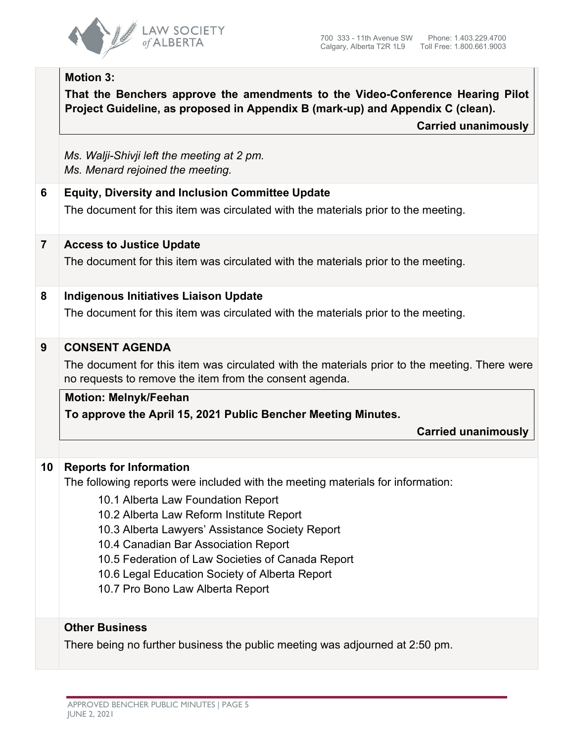**Motion 3:**

**That the Benchers approve the amendments to the Video-Conference Hearing Pilot Project Guideline, as proposed in Appendix B (mark-up) and Appendix C (clean).**

**Carried unanimously**

*Ms. Walji-Shivji left the meeting at 2 pm.*
*Ms. Menard rejoined the meeting.*

## 6 Equity, Diversity and Inclusion Committee Update

The document for this item was circulated with the materials prior to the meeting.

## 7 Access to Justice Update

The document for this item was circulated with the materials prior to the meeting.

## 8 Indigenous Initiatives Liaison Update

The document for this item was circulated with the materials prior to the meeting.

## 9 CONSENT AGENDA

The document for this item was circulated with the materials prior to the meeting. There were no requests to remove the item from the consent agenda.

**Motion: Melnyk/Feehan**

**To approve the April 15, 2021 Public Bencher Meeting Minutes.**

**Carried unanimously**

## 10 Reports for Information

The following reports were included with the meeting materials for information:

- 10.1 Alberta Law Foundation Report
- 10.2 Alberta Law Reform Institute Report
- 10.3 Alberta Lawyers' Assistance Society Report
- 10.4 Canadian Bar Association Report
- 10.5 Federation of Law Societies of Canada Report
- 10.6 Legal Education Society of Alberta Report
- 10.7 Pro Bono Law Alberta Report

## Other Business

There being no further business the public meeting was adjourned at 2:50 pm.